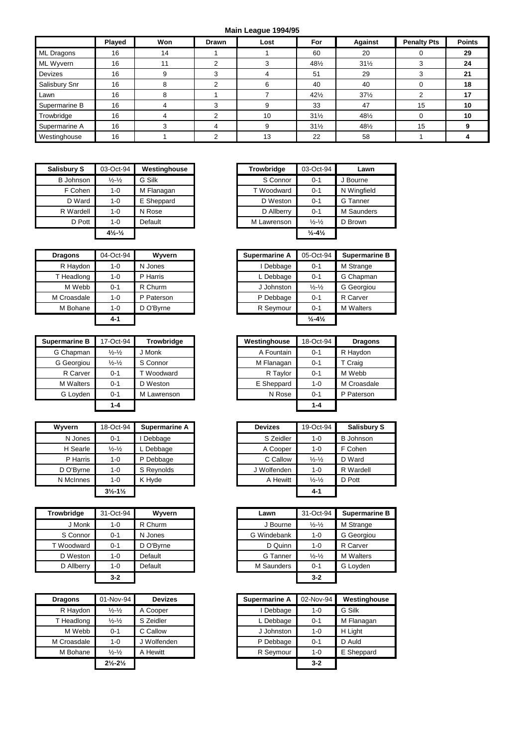**Main League 1994/95**

| | Played | Won | Drawn | Lost | For | Against | Penalty Pts | Points |
|---|---|---|---|---|---|---|---|---|
| ML Dragons | 16 | 14 | 1 | 1 | 60 | 20 | 0 | **29** |
| ML Wyvern | 16 | 11 | 2 | 3 | 48½ | 31½ | 3 | **24** |
| Devizes | 16 | 9 | 3 | 4 | 51 | 29 | 3 | **21** |
| Salisbury Snr | 16 | 8 | 2 | 6 | 40 | 40 | 0 | **18** |
| Lawn | 16 | 8 | 1 | 7 | 42½ | 37½ | 2 | **17** |
| Supermarine B | 16 | 4 | 3 | 9 | 33 | 47 | 15 | **10** |
| Trowbridge | 16 | 4 | 2 | 10 | 31½ | 48½ | 0 | **10** |
| Supermarine A | 16 | 3 | 4 | 9 | 31½ | 48½ | 15 | **9** |
| Westinghouse | 16 | 1 | 2 | 13 | 22 | 58 | 1 | **4** |

| Salisbury S | 03-Oct-94 | Westinghouse |
|---|---|---|
| B Johnson | ½-½ | G Silk |
| F Cohen | 1-0 | M Flanagan |
| D Ward | 1-0 | E Sheppard |
| R Wardell | 1-0 | N Rose |
| D Pott | 1-0 | Default |
| | **4½-½** | |

| Trowbridge | 03-Oct-94 | Lawn |
|---|---|---|
| S Connor | 0-1 | J Bourne |
| T Woodward | 0-1 | N Wingfield |
| D Weston | 0-1 | G Tanner |
| D Allberry | 0-1 | M Saunders |
| M Lawrenson | ½-½ | D Brown |
| | **½-4½** | |

| Dragons | 04-Oct-94 | Wyvern |
|---|---|---|
| R Haydon | 1-0 | N Jones |
| T Headlong | 1-0 | P Harris |
| M Webb | 0-1 | R Churm |
| M Croasdale | 1-0 | P Paterson |
| M Bohane | 1-0 | D O'Byrne |
| | **4-1** | |

| Supermarine A | 05-Oct-94 | Supermarine B |
|---|---|---|
| I Debbage | 0-1 | M Strange |
| L Debbage | 0-1 | G Chapman |
| J Johnston | ½-½ | G Georgiou |
| P Debbage | 0-1 | R Carver |
| R Seymour | 0-1 | M Walters |
| | **½-4½** | |

| Supermarine B | 17-Oct-94 | Trowbridge |
|---|---|---|
| G Chapman | ½-½ | J Monk |
| G Georgiou | ½-½ | S Connor |
| R Carver | 0-1 | T Woodward |
| M Walters | 0-1 | D Weston |
| G Loyden | 0-1 | M Lawrenson |
| | **1-4** | |

| Westinghouse | 18-Oct-94 | Dragons |
|---|---|---|
| A Fountain | 0-1 | R Haydon |
| M Flanagan | 0-1 | T Craig |
| R Taylor | 0-1 | M Webb |
| E Sheppard | 1-0 | M Croasdale |
| N Rose | 0-1 | P Paterson |
| | **1-4** | |

| Wyvern | 18-Oct-94 | Supermarine A |
|---|---|---|
| N Jones | 0-1 | I Debbage |
| H Searle | ½-½ | L Debbage |
| P Harris | 1-0 | P Debbage |
| D O'Byrne | 1-0 | S Reynolds |
| N McInnes | 1-0 | K Hyde |
| | **3½-1½** | |

| Devizes | 19-Oct-94 | Salisbury S |
|---|---|---|
| S Zeidler | 1-0 | B Johnson |
| A Cooper | 1-0 | F Cohen |
| C Callow | ½-½ | D Ward |
| J Wolfenden | 1-0 | R Wardell |
| A Hewitt | ½-½ | D Pott |
| | **4-1** | |

| Trowbridge | 31-Oct-94 | Wyvern |
|---|---|---|
| J Monk | 1-0 | R Churm |
| S Connor | 0-1 | N Jones |
| T Woodward | 0-1 | D O'Byrne |
| D Weston | 1-0 | Default |
| D Allberry | 1-0 | Default |
| | **3-2** | |

| Lawn | 31-Oct-94 | Supermarine B |
|---|---|---|
| J Bourne | ½-½ | M Strange |
| G Windebank | 1-0 | G Georgiou |
| D Quinn | 1-0 | R Carver |
| G Tanner | ½-½ | M Walters |
| M Saunders | 0-1 | G Loyden |
| | **3-2** | |

| Dragons | 01-Nov-94 | Devizes |
|---|---|---|
| R Haydon | ½-½ | A Cooper |
| T Headlong | ½-½ | S Zeidler |
| M Webb | 0-1 | C Callow |
| M Croasdale | 1-0 | J Wolfenden |
| M Bohane | ½-½ | A Hewitt |
| | **2½-2½** | |

| Supermarine A | 02-Nov-94 | Westinghouse |
|---|---|---|
| I Debbage | 1-0 | G Silk |
| L Debbage | 0-1 | M Flanagan |
| J Johnston | 1-0 | H Light |
| P Debbage | 0-1 | D Auld |
| R Seymour | 1-0 | E Sheppard |
| | **3-2** | |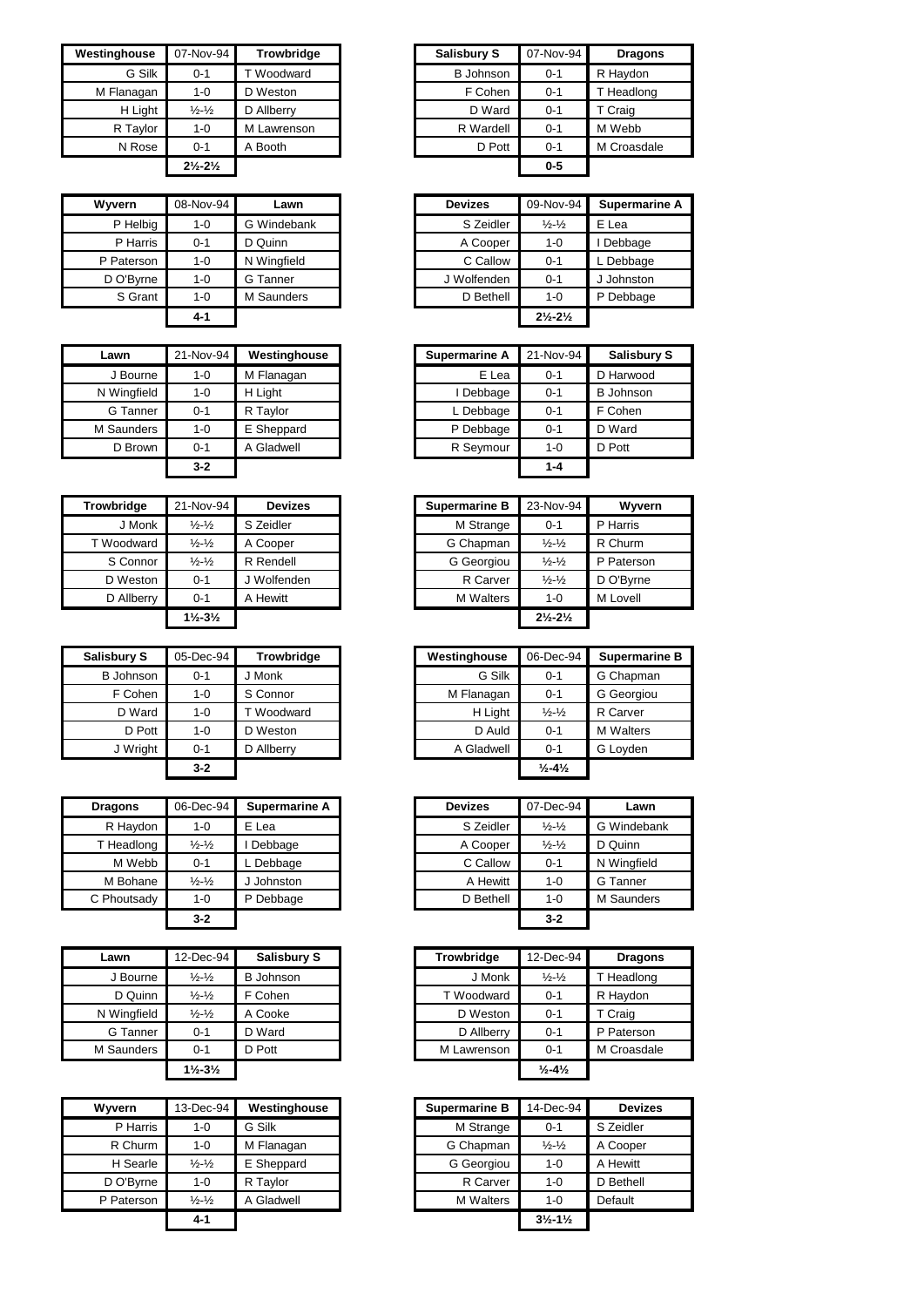| Westinghouse | 07-Nov-94 | Trowbridge |
|---|---|---|
| G Silk | 0-1 | T Woodward |
| M Flanagan | 1-0 | D Weston |
| H Light | ½-½ | D Allberry |
| R Taylor | 1-0 | M Lawrenson |
| N Rose | 0-1 | A Booth |
| | **2½-2½** | |

| Salisbury S | 07-Nov-94 | Dragons |
|---|---|---|
| B Johnson | 0-1 | R Haydon |
| F Cohen | 0-1 | T Headlong |
| D Ward | 0-1 | T Craig |
| R Wardell | 0-1 | M Webb |
| D Pott | 0-1 | M Croasdale |
| | **0-5** | |

| Wyvern | 08-Nov-94 | Lawn |
|---|---|---|
| P Helbig | 1-0 | G Windebank |
| P Harris | 0-1 | D Quinn |
| P Paterson | 1-0 | N Wingfield |
| D O'Byrne | 1-0 | G Tanner |
| S Grant | 1-0 | M Saunders |
| | **4-1** | |

| Devizes | 09-Nov-94 | Supermarine A |
|---|---|---|
| S Zeidler | ½-½ | E Lea |
| A Cooper | 1-0 | I Debbage |
| C Callow | 0-1 | L Debbage |
| J Wolfenden | 0-1 | J Johnston |
| D Bethell | 1-0 | P Debbage |
| | **2½-2½** | |

| Lawn | 21-Nov-94 | Westinghouse |
|---|---|---|
| J Bourne | 1-0 | M Flanagan |
| N Wingfield | 1-0 | H Light |
| G Tanner | 0-1 | R Taylor |
| M Saunders | 1-0 | E Sheppard |
| D Brown | 0-1 | A Gladwell |
| | **3-2** | |

| Supermarine A | 21-Nov-94 | Salisbury S |
|---|---|---|
| E Lea | 0-1 | D Harwood |
| I Debbage | 0-1 | B Johnson |
| L Debbage | 0-1 | F Cohen |
| P Debbage | 0-1 | D Ward |
| R Seymour | 1-0 | D Pott |
| | **1-4** | |

| Trowbridge | 21-Nov-94 | Devizes |
|---|---|---|
| J Monk | ½-½ | S Zeidler |
| T Woodward | ½-½ | A Cooper |
| S Connor | ½-½ | R Rendell |
| D Weston | 0-1 | J Wolfenden |
| D Allberry | 0-1 | A Hewitt |
| | **1½-3½** | |

| Supermarine B | 23-Nov-94 | Wyvern |
|---|---|---|
| M Strange | 0-1 | P Harris |
| G Chapman | ½-½ | R Churm |
| G Georgiou | ½-½ | P Paterson |
| R Carver | ½-½ | D O'Byrne |
| M Walters | 1-0 | M Lovell |
| | **2½-2½** | |

| Salisbury S | 05-Dec-94 | Trowbridge |
|---|---|---|
| B Johnson | 0-1 | J Monk |
| F Cohen | 1-0 | S Connor |
| D Ward | 1-0 | T Woodward |
| D Pott | 1-0 | D Weston |
| J Wright | 0-1 | D Allberry |
| | **3-2** | |

| Westinghouse | 06-Dec-94 | Supermarine B |
|---|---|---|
| G Silk | 0-1 | G Chapman |
| M Flanagan | 0-1 | G Georgiou |
| H Light | ½-½ | R Carver |
| D Auld | 0-1 | M Walters |
| A Gladwell | 0-1 | G Loyden |
| | **½-4½** | |

| Dragons | 06-Dec-94 | Supermarine A |
|---|---|---|
| R Haydon | 1-0 | E Lea |
| T Headlong | ½-½ | I Debbage |
| M Webb | 0-1 | L Debbage |
| M Bohane | ½-½ | J Johnston |
| C Phoutsady | 1-0 | P Debbage |
| | **3-2** | |

| Devizes | 07-Dec-94 | Lawn |
|---|---|---|
| S Zeidler | ½-½ | G Windebank |
| A Cooper | ½-½ | D Quinn |
| C Callow | 0-1 | N Wingfield |
| A Hewitt | 1-0 | G Tanner |
| D Bethell | 1-0 | M Saunders |
| | **3-2** | |

| Lawn | 12-Dec-94 | Salisbury S |
|---|---|---|
| J Bourne | ½-½ | B Johnson |
| D Quinn | ½-½ | F Cohen |
| N Wingfield | ½-½ | A Cooke |
| G Tanner | 0-1 | D Ward |
| M Saunders | 0-1 | D Pott |
| | **1½-3½** | |

| Trowbridge | 12-Dec-94 | Dragons |
|---|---|---|
| J Monk | ½-½ | T Headlong |
| T Woodward | 0-1 | R Haydon |
| D Weston | 0-1 | T Craig |
| D Allberry | 0-1 | P Paterson |
| M Lawrenson | 0-1 | M Croasdale |
| | **½-4½** | |

| Wyvern | 13-Dec-94 | Westinghouse |
|---|---|---|
| P Harris | 1-0 | G Silk |
| R Churm | 1-0 | M Flanagan |
| H Searle | ½-½ | E Sheppard |
| D O'Byrne | 1-0 | R Taylor |
| P Paterson | ½-½ | A Gladwell |
| | **4-1** | |

| Supermarine B | 14-Dec-94 | Devizes |
|---|---|---|
| M Strange | 0-1 | S Zeidler |
| G Chapman | ½-½ | A Cooper |
| G Georgiou | 1-0 | A Hewitt |
| R Carver | 1-0 | D Bethell |
| M Walters | 1-0 | Default |
| | **3½-1½** | |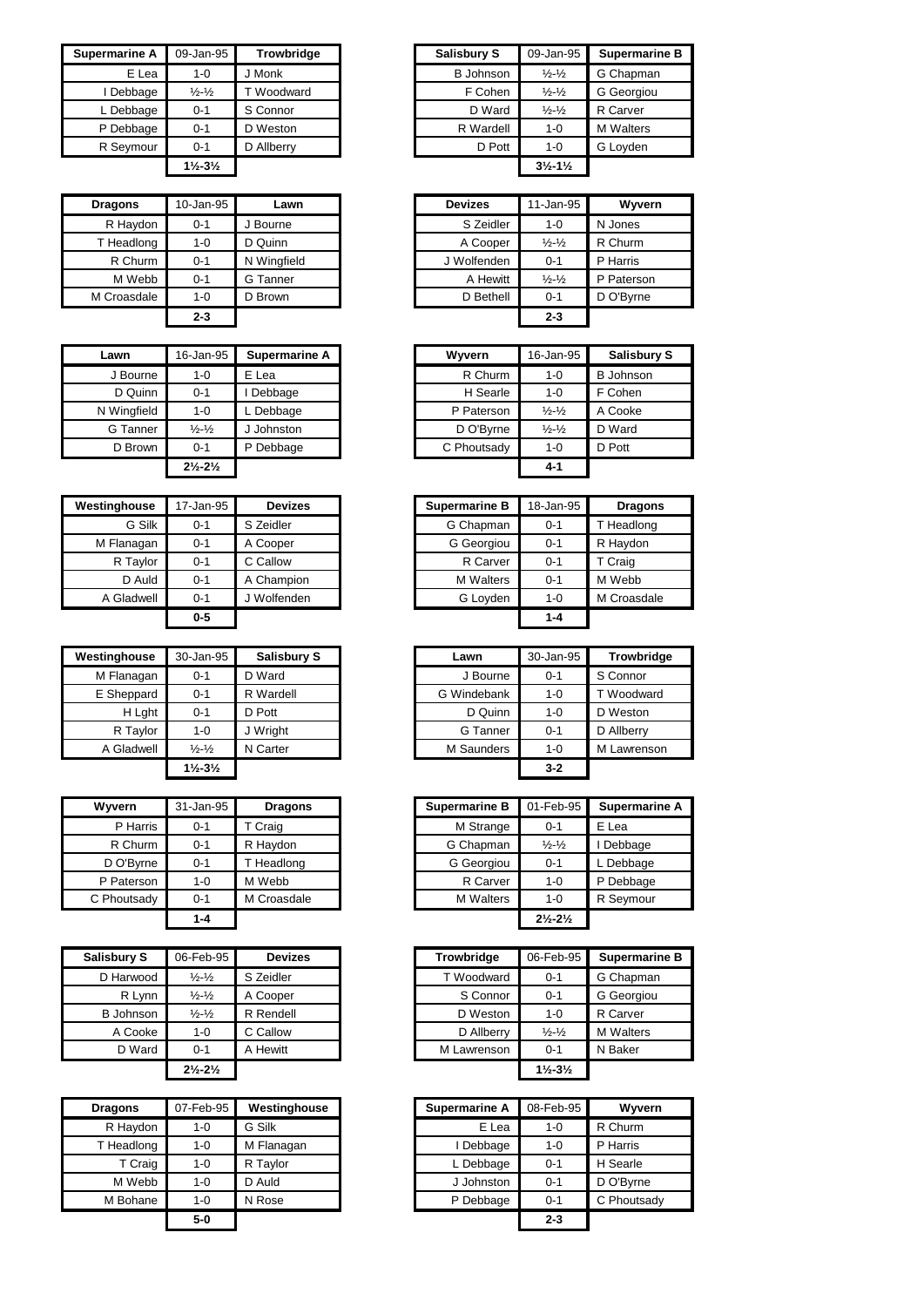| Supermarine A | 09-Jan-95 | Trowbridge |
|---|---|---|
| E Lea | 1-0 | J Monk |
| I Debbage | ½-½ | T Woodward |
| L Debbage | 0-1 | S Connor |
| P Debbage | 0-1 | D Weston |
| R Seymour | 0-1 | D Allberry |
| | 1½-3½ | |

| Salisbury S | 09-Jan-95 | Supermarine B |
|---|---|---|
| B Johnson | ½-½ | G Chapman |
| F Cohen | ½-½ | G Georgiou |
| D Ward | ½-½ | R Carver |
| R Wardell | 1-0 | M Walters |
| D Pott | 1-0 | G Loyden |
| | 3½-1½ | |

| Dragons | 10-Jan-95 | Lawn |
|---|---|---|
| R Haydon | 0-1 | J Bourne |
| T Headlong | 1-0 | D Quinn |
| R Churm | 0-1 | N Wingfield |
| M Webb | 0-1 | G Tanner |
| M Croasdale | 1-0 | D Brown |
| | 2-3 | |

| Devizes | 11-Jan-95 | Wyvern |
|---|---|---|
| S Zeidler | 1-0 | N Jones |
| A Cooper | ½-½ | R Churm |
| J Wolfenden | 0-1 | P Harris |
| A Hewitt | ½-½ | P Paterson |
| D Bethell | 0-1 | D O'Byrne |
| | 2-3 | |

| Lawn | 16-Jan-95 | Supermarine A |
|---|---|---|
| J Bourne | 1-0 | E Lea |
| D Quinn | 0-1 | I Debbage |
| N Wingfield | 1-0 | L Debbage |
| G Tanner | ½-½ | J Johnston |
| D Brown | 0-1 | P Debbage |
| | 2½-2½ | |

| Wyvern | 16-Jan-95 | Salisbury S |
|---|---|---|
| R Churm | 1-0 | B Johnson |
| H Searle | 1-0 | F Cohen |
| P Paterson | ½-½ | A Cooke |
| D O'Byrne | ½-½ | D Ward |
| C Phoutsady | 1-0 | D Pott |
| | 4-1 | |

| Westinghouse | 17-Jan-95 | Devizes |
|---|---|---|
| G Silk | 0-1 | S Zeidler |
| M Flanagan | 0-1 | A Cooper |
| R Taylor | 0-1 | C Callow |
| D Auld | 0-1 | A Champion |
| A Gladwell | 0-1 | J Wolfenden |
| | 0-5 | |

| Supermarine B | 18-Jan-95 | Dragons |
|---|---|---|
| G Chapman | 0-1 | T Headlong |
| G Georgiou | 0-1 | R Haydon |
| R Carver | 0-1 | T Craig |
| M Walters | 0-1 | M Webb |
| G Loyden | 1-0 | M Croasdale |
| | 1-4 | |

| Westinghouse | 30-Jan-95 | Salisbury S |
|---|---|---|
| M Flanagan | 0-1 | D Ward |
| E Sheppard | 0-1 | R Wardell |
| H Lght | 0-1 | D Pott |
| R Taylor | 1-0 | J Wright |
| A Gladwell | ½-½ | N Carter |
| | 1½-3½ | |

| Lawn | 30-Jan-95 | Trowbridge |
|---|---|---|
| J Bourne | 0-1 | S Connor |
| G Windebank | 1-0 | T Woodward |
| D Quinn | 1-0 | D Weston |
| G Tanner | 0-1 | D Allberry |
| M Saunders | 1-0 | M Lawrenson |
| | 3-2 | |

| Wyvern | 31-Jan-95 | Dragons |
|---|---|---|
| P Harris | 0-1 | T Craig |
| R Churm | 0-1 | R Haydon |
| D O'Byrne | 0-1 | T Headlong |
| P Paterson | 1-0 | M Webb |
| C Phoutsady | 0-1 | M Croasdale |
| | 1-4 | |

| Supermarine B | 01-Feb-95 | Supermarine A |
|---|---|---|
| M Strange | 0-1 | E Lea |
| G Chapman | ½-½ | I Debbage |
| G Georgiou | 0-1 | L Debbage |
| R Carver | 1-0 | P Debbage |
| M Walters | 1-0 | R Seymour |
| | 2½-2½ | |

| Salisbury S | 06-Feb-95 | Devizes |
|---|---|---|
| D Harwood | ½-½ | S Zeidler |
| R Lynn | ½-½ | A Cooper |
| B Johnson | ½-½ | R Rendell |
| A Cooke | 1-0 | C Callow |
| D Ward | 0-1 | A Hewitt |
| | 2½-2½ | |

| Trowbridge | 06-Feb-95 | Supermarine B |
|---|---|---|
| T Woodward | 0-1 | G Chapman |
| S Connor | 0-1 | G Georgiou |
| D Weston | 1-0 | R Carver |
| D Allberry | ½-½ | M Walters |
| M Lawrenson | 0-1 | N Baker |
| | 1½-3½ | |

| Dragons | 07-Feb-95 | Westinghouse |
|---|---|---|
| R Haydon | 1-0 | G Silk |
| T Headlong | 1-0 | M Flanagan |
| T Craig | 1-0 | R Taylor |
| M Webb | 1-0 | D Auld |
| M Bohane | 1-0 | N Rose |
| | 5-0 | |

| Supermarine A | 08-Feb-95 | Wyvern |
|---|---|---|
| E Lea | 1-0 | R Churm |
| I Debbage | 1-0 | P Harris |
| L Debbage | 0-1 | H Searle |
| J Johnston | 0-1 | D O'Byrne |
| P Debbage | 0-1 | C Phoutsady |
| | 2-3 | |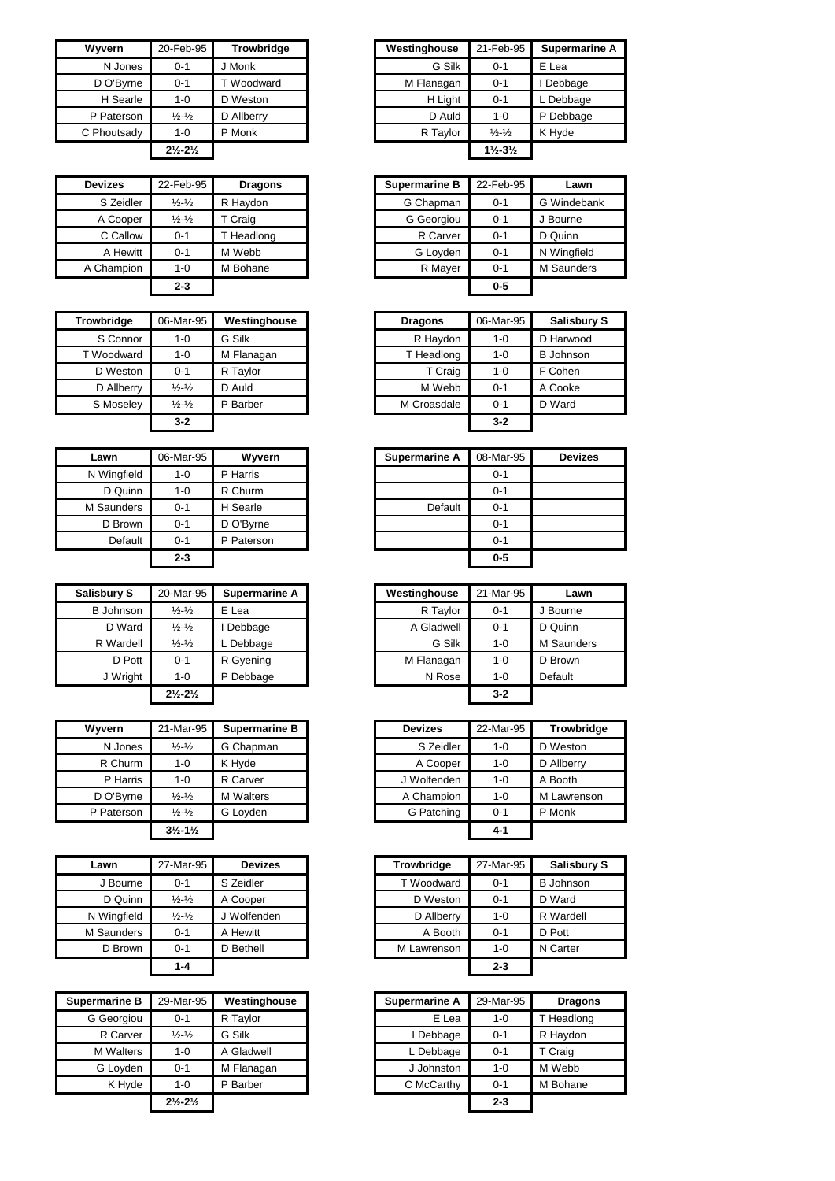| Wyvern | 20-Feb-95 | Trowbridge |
| --- | --- | --- |
| N Jones | 0-1 | J Monk |
| D O'Byrne | 0-1 | T Woodward |
| H Searle | 1-0 | D Weston |
| P Paterson | ½-½ | D Allberry |
| C Phoutsady | 1-0 | P Monk |
| | **2½-2½** | |

| Westinghouse | 21-Feb-95 | Supermarine A |
| --- | --- | --- |
| G Silk | 0-1 | E Lea |
| M Flanagan | 0-1 | I Debbage |
| H Light | 0-1 | L Debbage |
| D Auld | 1-0 | P Debbage |
| R Taylor | ½-½ | K Hyde |
| | **1½-3½** | |

| Devizes | 22-Feb-95 | Dragons |
| --- | --- | --- |
| S Zeidler | ½-½ | R Haydon |
| A Cooper | ½-½ | T Craig |
| C Callow | 0-1 | T Headlong |
| A Hewitt | 0-1 | M Webb |
| A Champion | 1-0 | M Bohane |
| | **2-3** | |

| Supermarine B | 22-Feb-95 | Lawn |
| --- | --- | --- |
| G Chapman | 0-1 | G Windebank |
| G Georgiou | 0-1 | J Bourne |
| R Carver | 0-1 | D Quinn |
| G Loyden | 0-1 | N Wingfield |
| R Mayer | 0-1 | M Saunders |
| | **0-5** | |

| Trowbridge | 06-Mar-95 | Westinghouse |
| --- | --- | --- |
| S Connor | 1-0 | G Silk |
| T Woodward | 1-0 | M Flanagan |
| D Weston | 0-1 | R Taylor |
| D Allberry | ½-½ | D Auld |
| S Moseley | ½-½ | P Barber |
| | **3-2** | |

| Dragons | 06-Mar-95 | Salisbury S |
| --- | --- | --- |
| R Haydon | 1-0 | D Harwood |
| T Headlong | 1-0 | B Johnson |
| T Craig | 1-0 | F Cohen |
| M Webb | 0-1 | A Cooke |
| M Croasdale | 0-1 | D Ward |
| | **3-2** | |

| Lawn | 06-Mar-95 | Wyvern |
| --- | --- | --- |
| N Wingfield | 1-0 | P Harris |
| D Quinn | 1-0 | R Churm |
| M Saunders | 0-1 | H Searle |
| D Brown | 0-1 | D O'Byrne |
| Default | 0-1 | P Paterson |
| | **2-3** | |

| Supermarine A | 08-Mar-95 | Devizes |
| --- | --- | --- |
| | 0-1 | |
| | 0-1 | |
| Default | 0-1 | |
| | 0-1 | |
| | 0-1 | |
| | **0-5** | |

| Salisbury S | 20-Mar-95 | Supermarine A |
| --- | --- | --- |
| B Johnson | ½-½ | E Lea |
| D Ward | ½-½ | I Debbage |
| R Wardell | ½-½ | L Debbage |
| D Pott | 0-1 | R Gyening |
| J Wright | 1-0 | P Debbage |
| | **2½-2½** | |

| Westinghouse | 21-Mar-95 | Lawn |
| --- | --- | --- |
| R Taylor | 0-1 | J Bourne |
| A Gladwell | 0-1 | D Quinn |
| G Silk | 1-0 | M Saunders |
| M Flanagan | 1-0 | D Brown |
| N Rose | 1-0 | Default |
| | **3-2** | |

| Wyvern | 21-Mar-95 | Supermarine B |
| --- | --- | --- |
| N Jones | ½-½ | G Chapman |
| R Churm | 1-0 | K Hyde |
| P Harris | 1-0 | R Carver |
| D O'Byrne | ½-½ | M Walters |
| P Paterson | ½-½ | G Loyden |
| | **3½-1½** | |

| Devizes | 22-Mar-95 | Trowbridge |
| --- | --- | --- |
| S Zeidler | 1-0 | D Weston |
| A Cooper | 1-0 | D Allberry |
| J Wolfenden | 1-0 | A Booth |
| A Champion | 1-0 | M Lawrenson |
| G Patching | 0-1 | P Monk |
| | **4-1** | |

| Lawn | 27-Mar-95 | Devizes |
| --- | --- | --- |
| J Bourne | 0-1 | S Zeidler |
| D Quinn | ½-½ | A Cooper |
| N Wingfield | ½-½ | J Wolfenden |
| M Saunders | 0-1 | A Hewitt |
| D Brown | 0-1 | D Bethell |
| | **1-4** | |

| Trowbridge | 27-Mar-95 | Salisbury S |
| --- | --- | --- |
| T Woodward | 0-1 | B Johnson |
| D Weston | 0-1 | D Ward |
| D Allberry | 1-0 | R Wardell |
| A Booth | 0-1 | D Pott |
| M Lawrenson | 1-0 | N Carter |
| | **2-3** | |

| Supermarine B | 29-Mar-95 | Westinghouse |
| --- | --- | --- |
| G Georgiou | 0-1 | R Taylor |
| R Carver | ½-½ | G Silk |
| M Walters | 1-0 | A Gladwell |
| G Loyden | 0-1 | M Flanagan |
| K Hyde | 1-0 | P Barber |
| | **2½-2½** | |

| Supermarine A | 29-Mar-95 | Dragons |
| --- | --- | --- |
| E Lea | 1-0 | T Headlong |
| I Debbage | 0-1 | R Haydon |
| L Debbage | 0-1 | T Craig |
| J Johnston | 1-0 | M Webb |
| C McCarthy | 0-1 | M Bohane |
| | **2-3** | |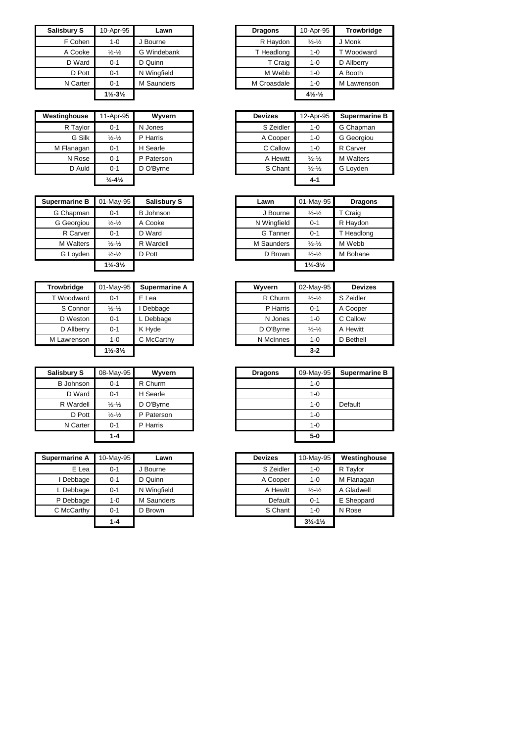| Salisbury S | 10-Apr-95 | Lawn |
|---|---|---|
| F Cohen | 1-0 | J Bourne |
| A Cooke | ½-½ | G Windebank |
| D Ward | 0-1 | D Quinn |
| D Pott | 0-1 | N Wingfield |
| N Carter | 0-1 | M Saunders |
| | 1½-3½ | |

| Dragons | 10-Apr-95 | Trowbridge |
|---|---|---|
| R Haydon | ½-½ | J Monk |
| T Headlong | 1-0 | T Woodward |
| T Craig | 1-0 | D Allberry |
| M Webb | 1-0 | A Booth |
| M Croasdale | 1-0 | M Lawrenson |
| | 4½-½ | |

| Westinghouse | 11-Apr-95 | Wyvern |
|---|---|---|
| R Taylor | 0-1 | N Jones |
| G Silk | ½-½ | P Harris |
| M Flanagan | 0-1 | H Searle |
| N Rose | 0-1 | P Paterson |
| D Auld | 0-1 | D O'Byrne |
| | ½-4½ | |

| Devizes | 12-Apr-95 | Supermarine B |
|---|---|---|
| S Zeidler | 1-0 | G Chapman |
| A Cooper | 1-0 | G Georgiou |
| C Callow | 1-0 | R Carver |
| A Hewitt | ½-½ | M Walters |
| S Chant | ½-½ | G Loyden |
| | 4-1 | |

| Supermarine B | 01-May-95 | Salisbury S |
|---|---|---|
| G Chapman | 0-1 | B Johnson |
| G Georgiou | ½-½ | A Cooke |
| R Carver | 0-1 | D Ward |
| M Walters | ½-½ | R Wardell |
| G Loyden | ½-½ | D Pott |
| | 1½-3½ | |

| Lawn | 01-May-95 | Dragons |
|---|---|---|
| J Bourne | ½-½ | T Craig |
| N Wingfield | 0-1 | R Haydon |
| G Tanner | 0-1 | T Headlong |
| M Saunders | ½-½ | M Webb |
| D Brown | ½-½ | M Bohane |
| | 1½-3½ | |

| Trowbridge | 01-May-95 | Supermarine A |
|---|---|---|
| T Woodward | 0-1 | E Lea |
| S Connor | ½-½ | I Debbage |
| D Weston | 0-1 | L Debbage |
| D Allberry | 0-1 | K Hyde |
| M Lawrenson | 1-0 | C McCarthy |
| | 1½-3½ | |

| Wyvern | 02-May-95 | Devizes |
|---|---|---|
| R Churm | ½-½ | S Zeidler |
| P Harris | 0-1 | A Cooper |
| N Jones | 1-0 | C Callow |
| D O'Byrne | ½-½ | A Hewitt |
| N McInnes | 1-0 | D Bethell |
| | 3-2 | |

| Salisbury S | 08-May-95 | Wyvern |
|---|---|---|
| B Johnson | 0-1 | R Churm |
| D Ward | 0-1 | H Searle |
| R Wardell | ½-½ | D O'Byrne |
| D Pott | ½-½ | P Paterson |
| N Carter | 0-1 | P Harris |
| | 1-4 | |

| Dragons | 09-May-95 | Supermarine B |
|---|---|---|
| | 1-0 | |
| | 1-0 | |
| | 1-0 | Default |
| | 1-0 | |
| | 1-0 | |
| | 5-0 | |

| Supermarine A | 10-May-95 | Lawn |
|---|---|---|
| E Lea | 0-1 | J Bourne |
| I Debbage | 0-1 | D Quinn |
| L Debbage | 0-1 | N Wingfield |
| P Debbage | 1-0 | M Saunders |
| C McCarthy | 0-1 | D Brown |
| | 1-4 | |

| Devizes | 10-May-95 | Westinghouse |
|---|---|---|
| S Zeidler | 1-0 | R Taylor |
| A Cooper | 1-0 | M Flanagan |
| A Hewitt | ½-½ | A Gladwell |
| Default | 0-1 | E Sheppard |
| S Chant | 1-0 | N Rose |
| | 3½-1½ | |